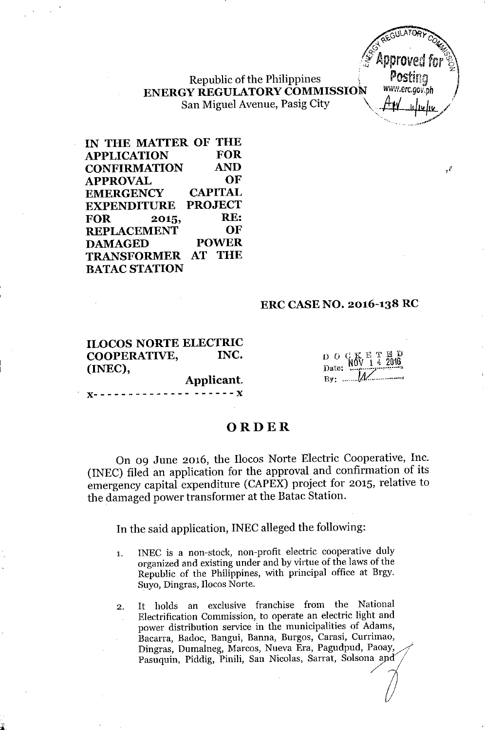Republic of the Philippines
**ENERGY REGULATORY COMMISSION**
San Miguel Avenue, Pasig City

**IN THE MATTER OF THE APPLICATION FOR CONFIRMATION AND APPROVAL OF EMERGENCY CAPITAL EXPENDITURE PROJECT FOR 2015, RE: REPLACEMENT OF DAMAGED POWER TRANSFORMER AT THE BATAC STATION**

**ERC CASE NO. 2016-138 RC**

**ILOCOS NORTE ELECTRIC COOPERATIVE, INC. (INEC),**
**Applicant.**
x- - - - - - - - - - - - - - - - - - - -x

DOCKETED
Date: NOV 14 2016
By: W

# ORDER

On 09 June 2016, the Ilocos Norte Electric Cooperative, Inc. (INEC) filed an application for the approval and confirmation of its emergency capital expenditure (CAPEX) project for 2015, relative to the damaged power transformer at the Batac Station.

In the said application, INEC alleged the following:

1. INEC is a non-stock, non-profit electric cooperative duly organized and existing under and by virtue of the laws of the Republic of the Philippines, with principal office at Brgy. Suyo, Dingras, Ilocos Norte.

2. It holds an exclusive franchise from the National Electrification Commission, to operate an electric light and power distribution service in the municipalities of Adams, Bacarra, Badoc, Bangui, Banna, Burgos, Carasi, Currimao, Dingras, Dumalneg, Marcos, Nueva Era, Pagudpud, Paoay, Pasuquin, Piddig, Pinili, San Nicolas, Sarrat, Solsona and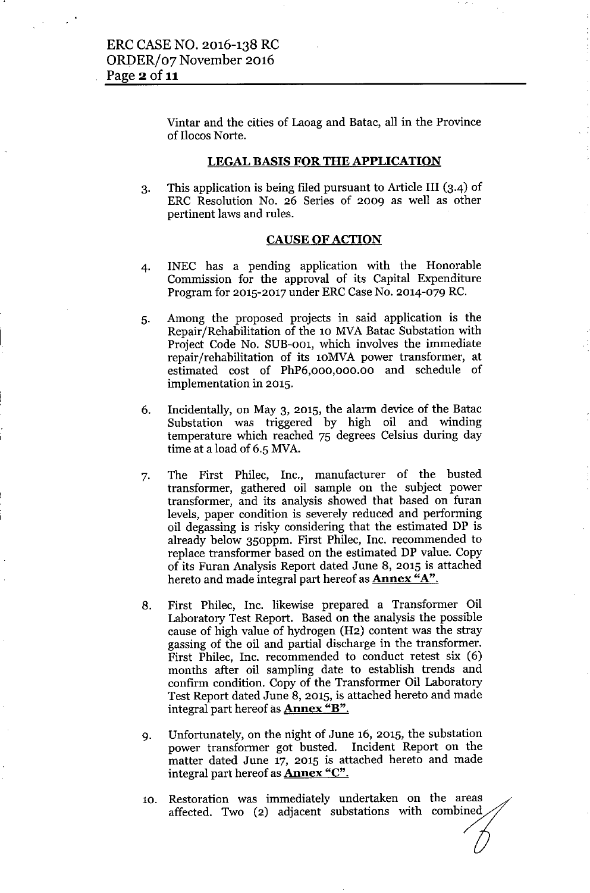Vintar and the cities of Laoag and Batac, all in the Province of Ilocos Norte.

## LEGAL BASIS FOR THE APPLICATION

3. This application is being filed pursuant to Article III (3.4) of ERC Resolution No. 26 Series of 2009 as well as other pertinent laws and rules.

## CAUSE OF ACTION

4. INEC has a pending application with the Honorable Commission for the approval of its Capital Expenditure Program for 2015-2017 under ERC Case No. 2014-079 RC.

5. Among the proposed projects in said application is the Repair/Rehabilitation of the 10 MVA Batac Substation with Project Code No. SUB-001, which involves the immediate repair/rehabilitation of its 10MVA power transformer, at estimated cost of PhP6,000,000.00 and schedule of implementation in 2015.

6. Incidentally, on May 3, 2015, the alarm device of the Batac Substation was triggered by high oil and winding temperature which reached 75 degrees Celsius during day time at a load of 6.5 MVA.

7. The First Philec, Inc., manufacturer of the busted transformer, gathered oil sample on the subject power transformer, and its analysis showed that based on furan levels, paper condition is severely reduced and performing oil degassing is risky considering that the estimated DP is already below 350ppm. First Philec, Inc. recommended to replace transformer based on the estimated DP value. Copy of its Furan Analysis Report dated June 8, 2015 is attached hereto and made integral part hereof as **Annex "A"**.

8. First Philec, Inc. likewise prepared a Transformer Oil Laboratory Test Report. Based on the analysis the possible cause of high value of hydrogen ($H_2$) content was the stray gassing of the oil and partial discharge in the transformer. First Philec, Inc. recommended to conduct retest six (6) months after oil sampling date to establish trends and confirm condition. Copy of the Transformer Oil Laboratory Test Report dated June 8, 2015, is attached hereto and made integral part hereof as **Annex "B"**.

9. Unfortunately, on the night of June 16, 2015, the substation power transformer got busted. Incident Report on the matter dated June 17, 2015 is attached hereto and made integral part hereof as **Annex "C"**.

10. Restoration was immediately undertaken on the areas affected. Two (2) adjacent substations with combined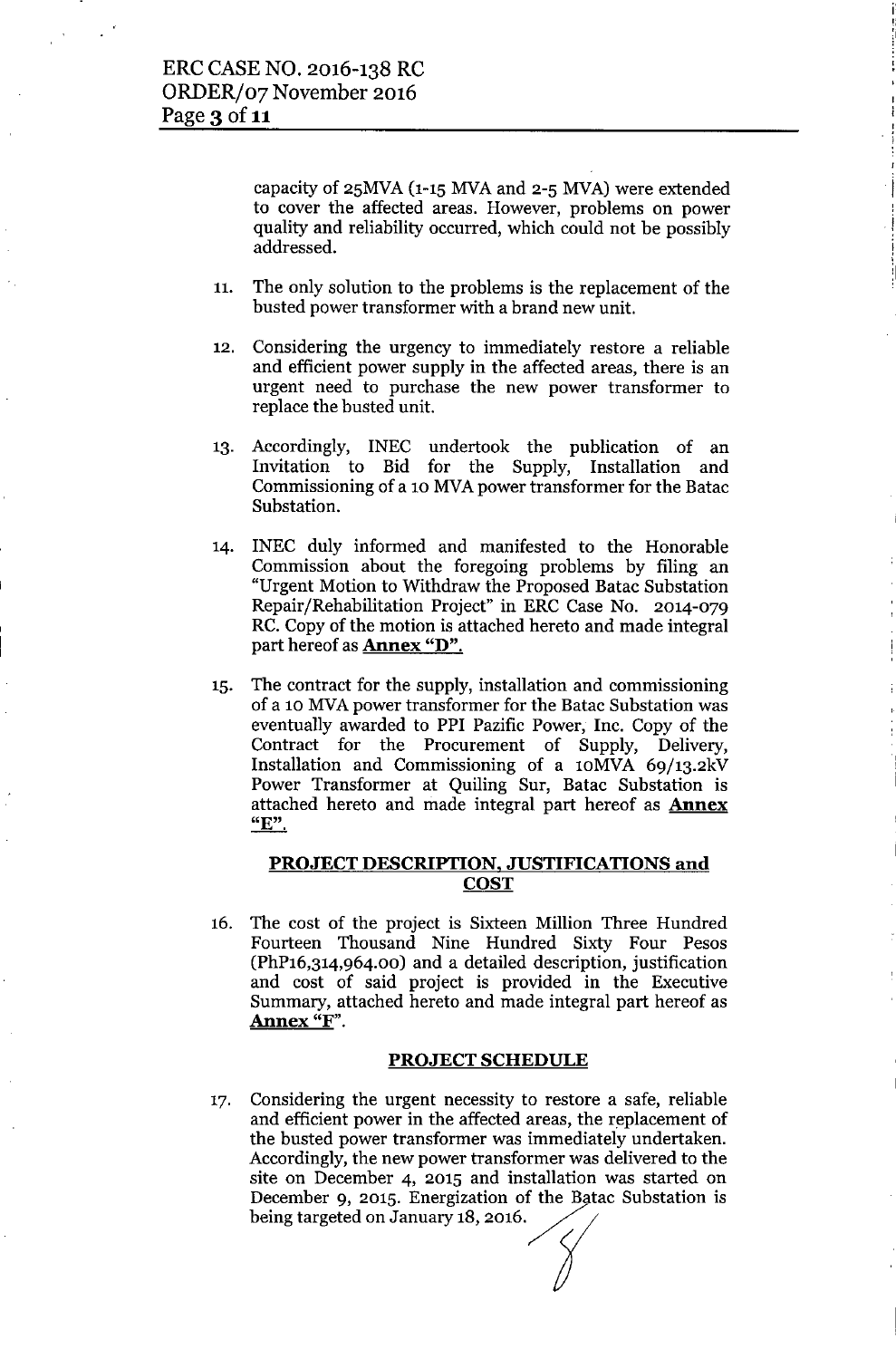capacity of 25MVA (1-15 MVA and 2-5 MVA) were extended to cover the affected areas. However, problems on power quality and reliability occurred, which could not be possibly addressed.

11. The only solution to the problems is the replacement of the busted power transformer with a brand new unit.

12. Considering the urgency to immediately restore a reliable and efficient power supply in the affected areas, there is an urgent need to purchase the new power transformer to replace the busted unit.

13. Accordingly, INEC undertook the publication of an Invitation to Bid for the Supply, Installation and Commissioning of a 10 MVA power transformer for the Batac Substation.

14. INEC duly informed and manifested to the Honorable Commission about the foregoing problems by filing an "Urgent Motion to Withdraw the Proposed Batac Substation Repair/Rehabilitation Project" in ERC Case No. 2014-079 RC. Copy of the motion is attached hereto and made integral part hereof as **Annex "D".**

15. The contract for the supply, installation and commissioning of a 10 MVA power transformer for the Batac Substation was eventually awarded to PPI Pazific Power, Inc. Copy of the Contract for the Procurement of Supply, Delivery, Installation and Commissioning of a 10MVA 69/13.2kV Power Transformer at Quiling Sur, Batac Substation is attached hereto and made integral part hereof as **Annex "E".**

## PROJECT DESCRIPTION, JUSTIFICATIONS and COST

16. The cost of the project is Sixteen Million Three Hundred Fourteen Thousand Nine Hundred Sixty Four Pesos (PhP16,314,964.00) and a detailed description, justification and cost of said project is provided in the Executive Summary, attached hereto and made integral part hereof as **Annex "F"**.

## PROJECT SCHEDULE

17. Considering the urgent necessity to restore a safe, reliable and efficient power in the affected areas, the replacement of the busted power transformer was immediately undertaken. Accordingly, the new power transformer was delivered to the site on December 4, 2015 and installation was started on December 9, 2015. Energization of the Batac Substation is being targeted on January 18, 2016.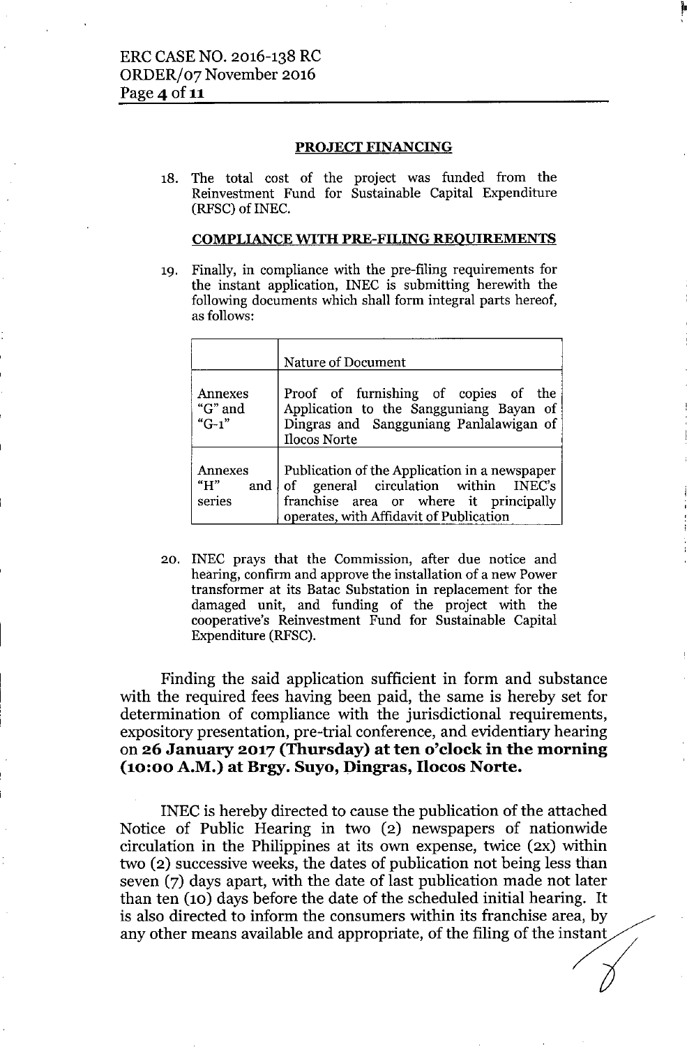## PROJECT FINANCING

18. The total cost of the project was funded from the Reinvestment Fund for Sustainable Capital Expenditure (RFSC) of INEC.

## COMPLIANCE WITH PRE-FILING REQUIREMENTS

19. Finally, in compliance with the pre-filing requirements for the instant application, INEC is submitting herewith the following documents which shall form integral parts hereof, as follows:

| | Nature of Document |
|---|---|
| Annexes "G" and "G-1" | Proof of furnishing of copies of the Application to the Sangguniang Bayan of Dingras and Sangguniang Panlalawigan of Ilocos Norte |
| Annexes "H" and series | Publication of the Application in a newspaper of general circulation within INEC's franchise area or where it principally operates, with Affidavit of Publication |

20. INEC prays that the Commission, after due notice and hearing, confirm and approve the installation of a new Power transformer at its Batac Substation in replacement for the damaged unit, and funding of the project with the cooperative's Reinvestment Fund for Sustainable Capital Expenditure (RFSC).

Finding the said application sufficient in form and substance with the required fees having been paid, the same is hereby set for determination of compliance with the jurisdictional requirements, expository presentation, pre-trial conference, and evidentiary hearing on **26 January 2017 (Thursday) at ten o'clock in the morning (10:00 A.M.) at Brgy. Suyo, Dingras, Ilocos Norte.**

INEC is hereby directed to cause the publication of the attached Notice of Public Hearing in two (2) newspapers of nationwide circulation in the Philippines at its own expense, twice (2x) within two (2) successive weeks, the dates of publication not being less than seven (7) days apart, with the date of last publication made not later than ten (10) days before the date of the scheduled initial hearing. It is also directed to inform the consumers within its franchise area, by any other means available and appropriate, of the filing of the instant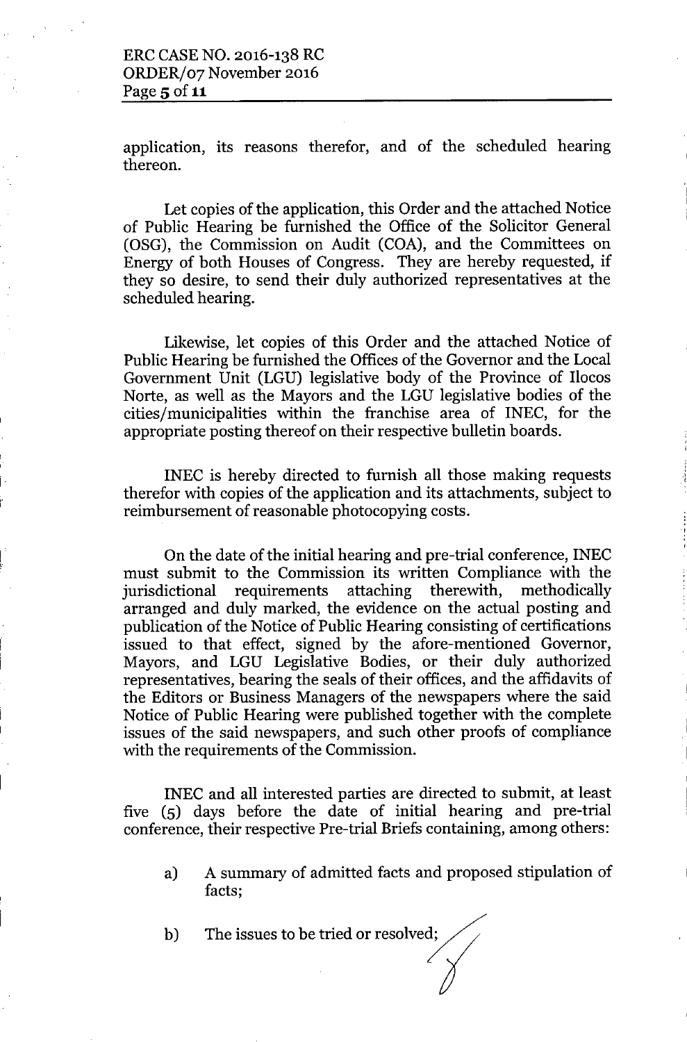application, its reasons therefor, and of the scheduled hearing thereon.

Let copies of the application, this Order and the attached Notice of Public Hearing be furnished the Office of the Solicitor General (OSG), the Commission on Audit (COA), and the Committees on Energy of both Houses of Congress. They are hereby requested, if they so desire, to send their duly authorized representatives at the scheduled hearing.

Likewise, let copies of this Order and the attached Notice of Public Hearing be furnished the Offices of the Governor and the Local Government Unit (LGU) legislative body of the Province of Ilocos Norte, as well as the Mayors and the LGU legislative bodies of the cities/municipalities within the franchise area of INEC, for the appropriate posting thereof on their respective bulletin boards.

INEC is hereby directed to furnish all those making requests therefor with copies of the application and its attachments, subject to reimbursement of reasonable photocopying costs.

On the date of the initial hearing and pre-trial conference, INEC must submit to the Commission its written Compliance with the jurisdictional requirements attaching therewith, methodically arranged and duly marked, the evidence on the actual posting and publication of the Notice of Public Hearing consisting of certifications issued to that effect, signed by the afore-mentioned Governor, Mayors, and LGU Legislative Bodies, or their duly authorized representatives, bearing the seals of their offices, and the affidavits of the Editors or Business Managers of the newspapers where the said Notice of Public Hearing were published together with the complete issues of the said newspapers, and such other proofs of compliance with the requirements of the Commission.

INEC and all interested parties are directed to submit, at least five (5) days before the date of initial hearing and pre-trial conference, their respective Pre-trial Briefs containing, among others:

a) A summary of admitted facts and proposed stipulation of facts;

b) The issues to be tried or resolved;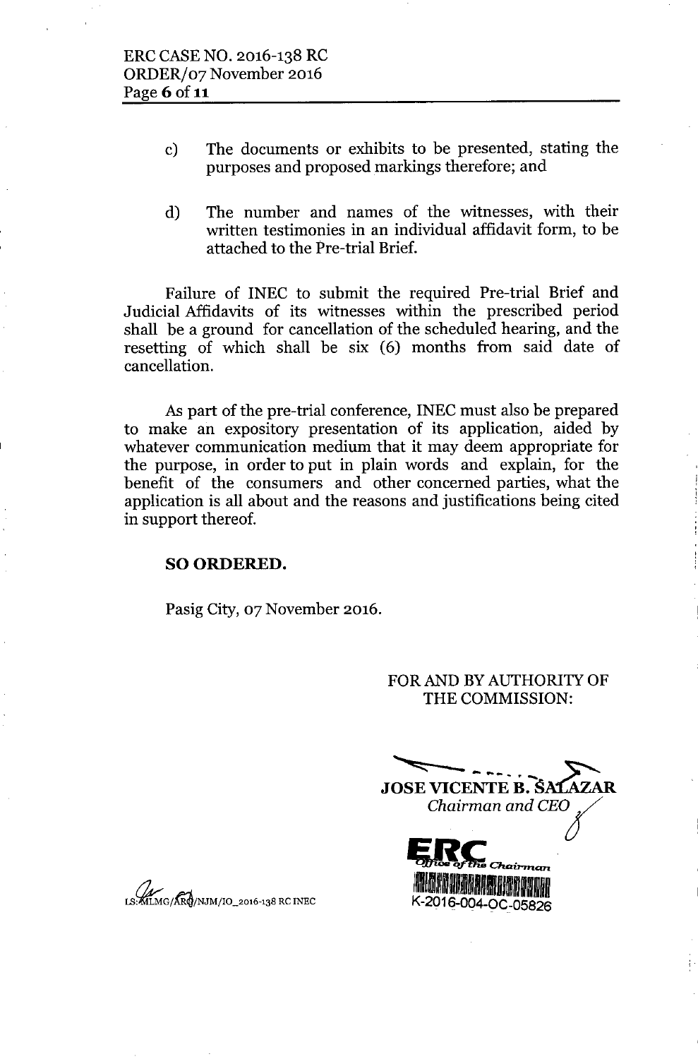c) The documents or exhibits to be presented, stating the purposes and proposed markings therefore; and

d) The number and names of the witnesses, with their written testimonies in an individual affidavit form, to be attached to the Pre-trial Brief.

Failure of INEC to submit the required Pre-trial Brief and Judicial Affidavits of its witnesses within the prescribed period shall be a ground for cancellation of the scheduled hearing, and the resetting of which shall be six (6) months from said date of cancellation.

As part of the pre-trial conference, INEC must also be prepared to make an expository presentation of its application, aided by whatever communication medium that it may deem appropriate for the purpose, in order to put in plain words and explain, for the benefit of the consumers and other concerned parties, what the application is all about and the reasons and justifications being cited in support thereof.

**SO ORDERED.**

Pasig City, 07 November 2016.

FOR AND BY AUTHORITY OF THE COMMISSION:

**JOSE VICENTE B. SALAZAR**
*Chairman and CEO*

ERC Office of the Chairman
K-2016-004-OC-05826

LS:MLMG/ARG/NJM/IO_2016-138 RC INEC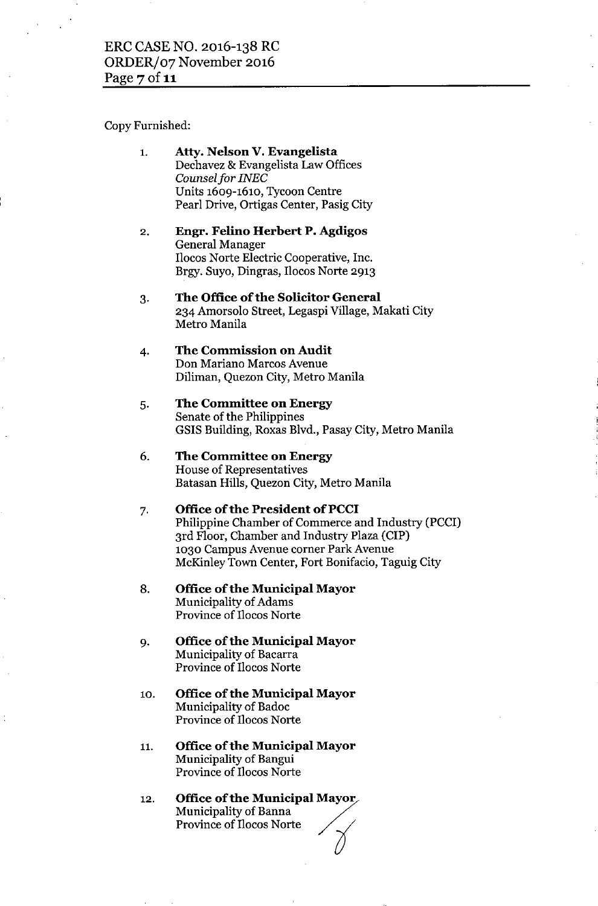Copy Furnished:

1. **Atty. Nelson V. Evangelista**
   Dechavez & Evangelista Law Offices
   *Counsel for INEC*
   Units 1609-1610, Tycoon Centre
   Pearl Drive, Ortigas Center, Pasig City

2. **Engr. Felino Herbert P. Agdigos**
   General Manager
   Ilocos Norte Electric Cooperative, Inc.
   Brgy. Suyo, Dingras, Ilocos Norte 2913

3. **The Office of the Solicitor General**
   234 Amorsolo Street, Legaspi Village, Makati City
   Metro Manila

4. **The Commission on Audit**
   Don Mariano Marcos Avenue
   Diliman, Quezon City, Metro Manila

5. **The Committee on Energy**
   Senate of the Philippines
   GSIS Building, Roxas Blvd., Pasay City, Metro Manila

6. **The Committee on Energy**
   House of Representatives
   Batasan Hills, Quezon City, Metro Manila

7. **Office of the President of PCCI**
   Philippine Chamber of Commerce and Industry (PCCI)
   3rd Floor, Chamber and Industry Plaza (CIP)
   1030 Campus Avenue corner Park Avenue
   McKinley Town Center, Fort Bonifacio, Taguig City

8. **Office of the Municipal Mayor**
   Municipality of Adams
   Province of Ilocos Norte

9. **Office of the Municipal Mayor**
   Municipality of Bacarra
   Province of Ilocos Norte

10. **Office of the Municipal Mayor**
    Municipality of Badoc
    Province of Ilocos Norte

11. **Office of the Municipal Mayor**
    Municipality of Bangui
    Province of Ilocos Norte

12. **Office of the Municipal Mayor**
    Municipality of Banna
    Province of Ilocos Norte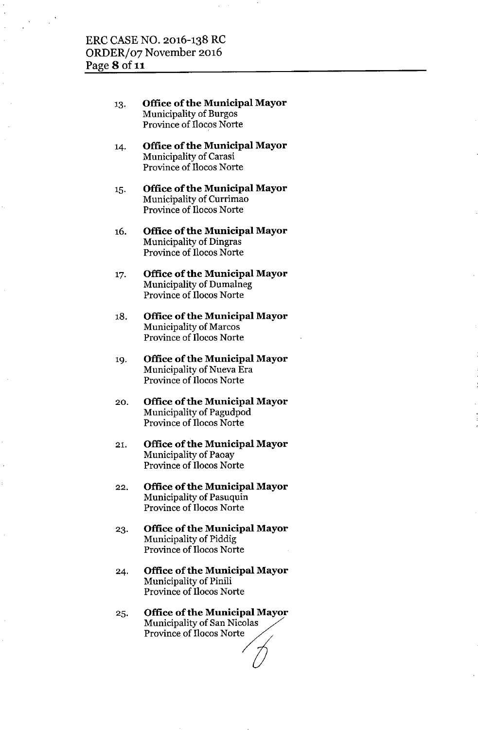13. **Office of the Municipal Mayor**
    Municipality of Burgos
    Province of Ilocos Norte

14. **Office of the Municipal Mayor**
    Municipality of Carasi
    Province of Ilocos Norte

15. **Office of the Municipal Mayor**
    Municipality of Currimao
    Province of Ilocos Norte

16. **Office of the Municipal Mayor**
    Municipality of Dingras
    Province of Ilocos Norte

17. **Office of the Municipal Mayor**
    Municipality of Dumalneg
    Province of Ilocos Norte

18. **Office of the Municipal Mayor**
    Municipality of Marcos
    Province of Ilocos Norte

19. **Office of the Municipal Mayor**
    Municipality of Nueva Era
    Province of Ilocos Norte

20. **Office of the Municipal Mayor**
    Municipality of Pagudpod
    Province of Ilocos Norte

21. **Office of the Municipal Mayor**
    Municipality of Paoay
    Province of Ilocos Norte

22. **Office of the Municipal Mayor**
    Municipality of Pasuquin
    Province of Ilocos Norte

23. **Office of the Municipal Mayor**
    Municipality of Piddig
    Province of Ilocos Norte

24. **Office of the Municipal Mayor**
    Municipality of Pinili
    Province of Ilocos Norte

25. **Office of the Municipal Mayor**
    Municipality of San Nicolas
    Province of Ilocos Norte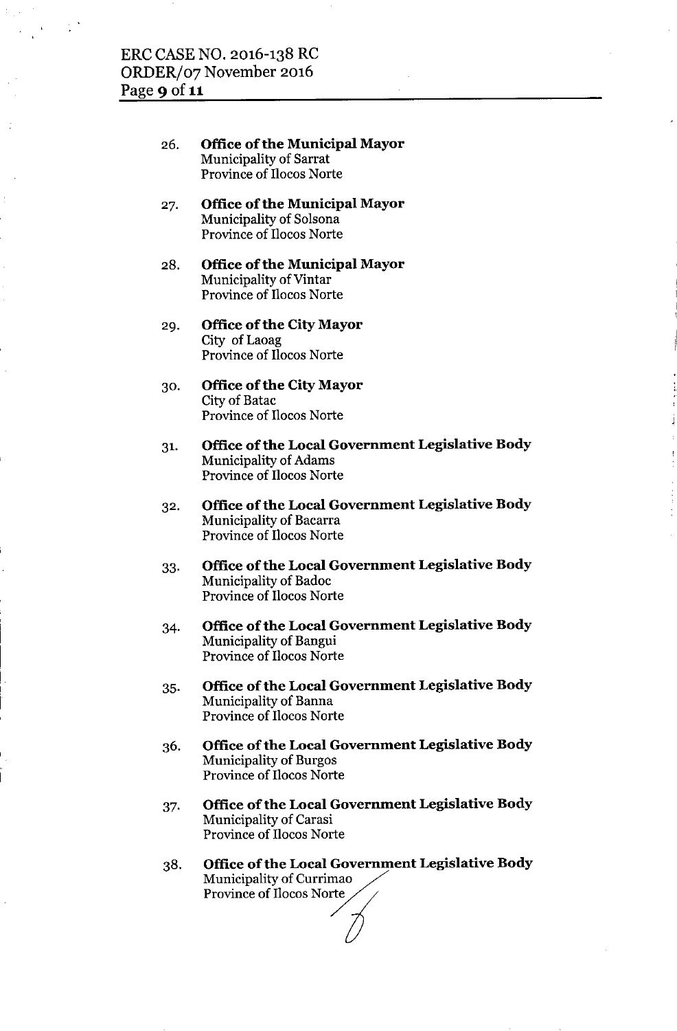26. **Office of the Municipal Mayor**
    Municipality of Sarrat
    Province of Ilocos Norte

27. **Office of the Municipal Mayor**
    Municipality of Solsona
    Province of Ilocos Norte

28. **Office of the Municipal Mayor**
    Municipality of Vintar
    Province of Ilocos Norte

29. **Office of the City Mayor**
    City of Laoag
    Province of Ilocos Norte

30. **Office of the City Mayor**
    City of Batac
    Province of Ilocos Norte

31. **Office of the Local Government Legislative Body**
    Municipality of Adams
    Province of Ilocos Norte

32. **Office of the Local Government Legislative Body**
    Municipality of Bacarra
    Province of Ilocos Norte

33. **Office of the Local Government Legislative Body**
    Municipality of Badoc
    Province of Ilocos Norte

34. **Office of the Local Government Legislative Body**
    Municipality of Bangui
    Province of Ilocos Norte

35. **Office of the Local Government Legislative Body**
    Municipality of Banna
    Province of Ilocos Norte

36. **Office of the Local Government Legislative Body**
    Municipality of Burgos
    Province of Ilocos Norte

37. **Office of the Local Government Legislative Body**
    Municipality of Carasi
    Province of Ilocos Norte

38. **Office of the Local Government Legislative Body**
    Municipality of Currimao
    Province of Ilocos Norte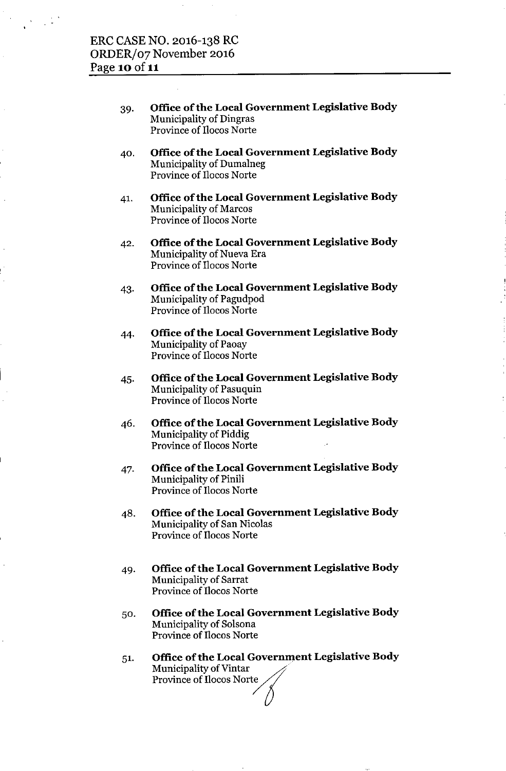39. **Office of the Local Government Legislative Body**
    Municipality of Dingras
    Province of Ilocos Norte

40. **Office of the Local Government Legislative Body**
    Municipality of Dumalneg
    Province of Ilocos Norte

41. **Office of the Local Government Legislative Body**
    Municipality of Marcos
    Province of Ilocos Norte

42. **Office of the Local Government Legislative Body**
    Municipality of Nueva Era
    Province of Ilocos Norte

43. **Office of the Local Government Legislative Body**
    Municipality of Pagudpod
    Province of Ilocos Norte

44. **Office of the Local Government Legislative Body**
    Municipality of Paoay
    Province of Ilocos Norte

45. **Office of the Local Government Legislative Body**
    Municipality of Pasuquin
    Province of Ilocos Norte

46. **Office of the Local Government Legislative Body**
    Municipality of Piddig
    Province of Ilocos Norte

47. **Office of the Local Government Legislative Body**
    Municipality of Pinili
    Province of Ilocos Norte

48. **Office of the Local Government Legislative Body**
    Municipality of San Nicolas
    Province of Ilocos Norte

49. **Office of the Local Government Legislative Body**
    Municipality of Sarrat
    Province of Ilocos Norte

50. **Office of the Local Government Legislative Body**
    Municipality of Solsona
    Province of Ilocos Norte

51. **Office of the Local Government Legislative Body**
    Municipality of Vintar
    Province of Ilocos Norte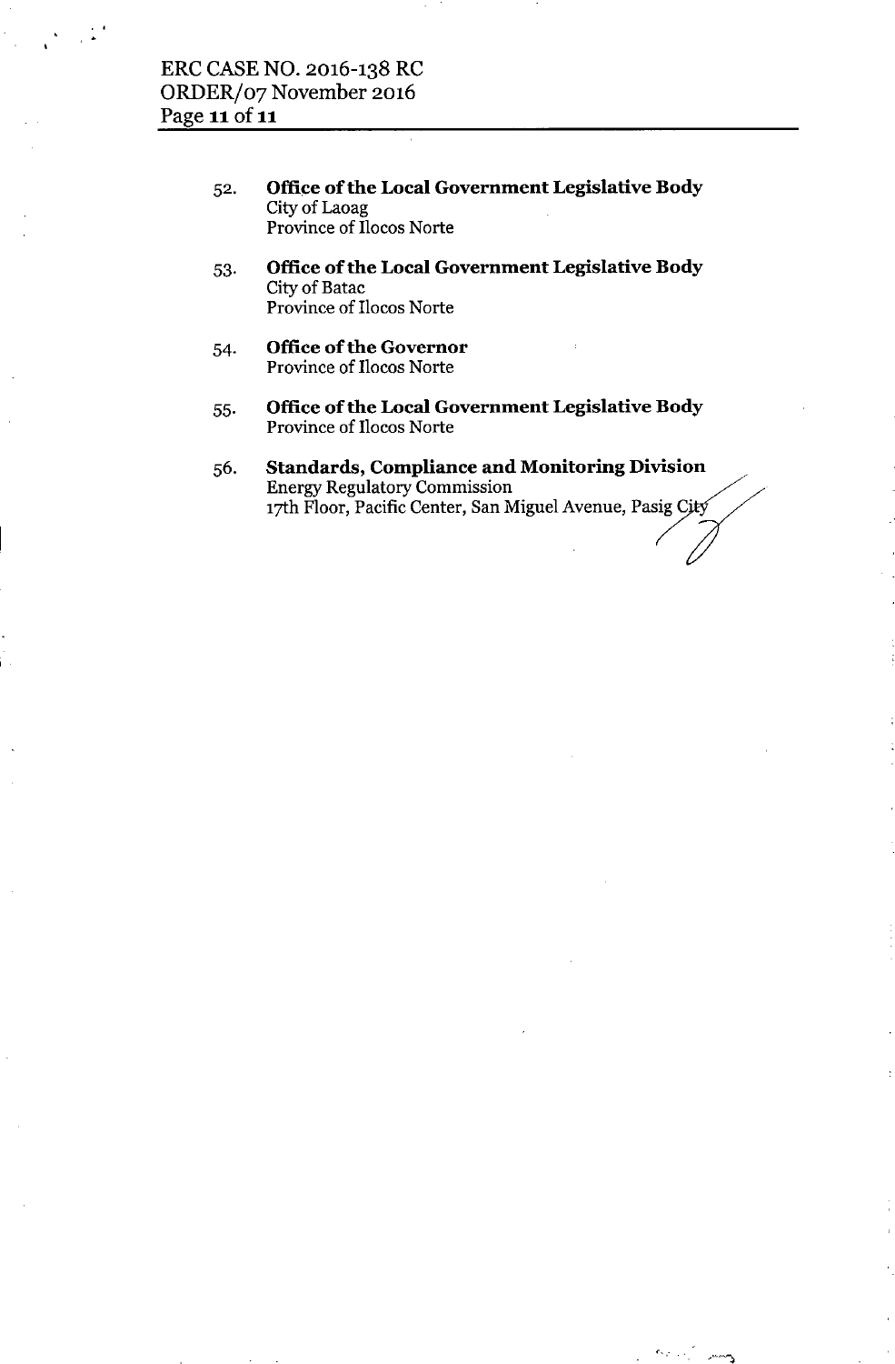52. **Office of the Local Government Legislative Body**
    City of Laoag
    Province of Ilocos Norte

53. **Office of the Local Government Legislative Body**
    City of Batac
    Province of Ilocos Norte

54. **Office of the Governor**
    Province of Ilocos Norte

55. **Office of the Local Government Legislative Body**
    Province of Ilocos Norte

56. **Standards, Compliance and Monitoring Division**
    Energy Regulatory Commission
    17th Floor, Pacific Center, San Miguel Avenue, Pasig City